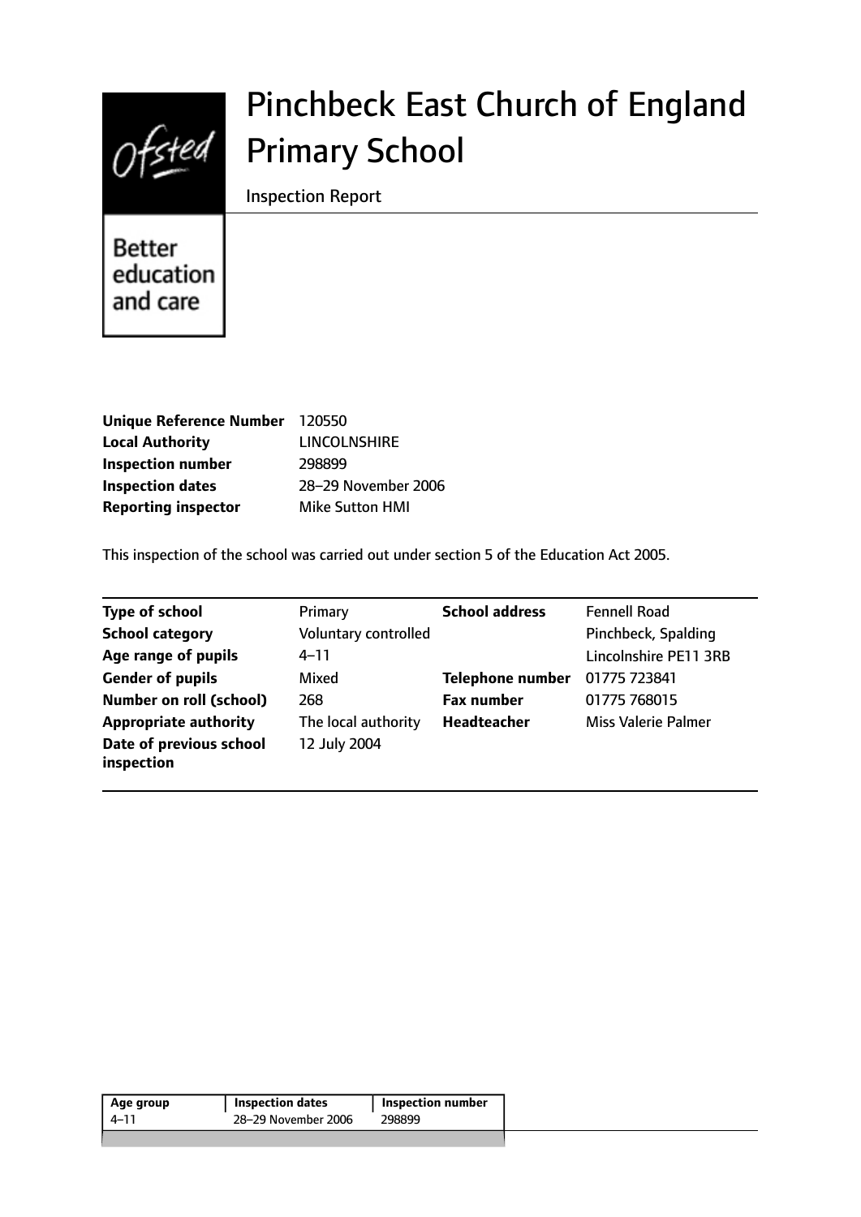# Pinchbeck East Church of England Primary School

Inspection Report

Better education and care

| | |
|---|---|
| **Unique Reference Number** | 120550 |
| **Local Authority** | LINCOLNSHIRE |
| **Inspection number** | 298899 |
| **Inspection dates** | 28–29 November 2006 |
| **Reporting inspector** | Mike Sutton HMI |

This inspection of the school was carried out under section 5 of the Education Act 2005.

| | | | |
|---|---|---|---|
| **Type of school** | Primary | **School address** | Fennell Road |
| **School category** | Voluntary controlled | | Pinchbeck, Spalding |
| **Age range of pupils** | 4–11 | | Lincolnshire PE11 3RB |
| **Gender of pupils** | Mixed | **Telephone number** | 01775 723841 |
| **Number on roll (school)** | 268 | **Fax number** | 01775 768015 |
| **Appropriate authority** | The local authority | **Headteacher** | Miss Valerie Palmer |
| **Date of previous school inspection** | 12 July 2004 | | |

| Age group | Inspection dates | Inspection number |
|---|---|---|
| 4–11 | 28–29 November 2006 | 298899 |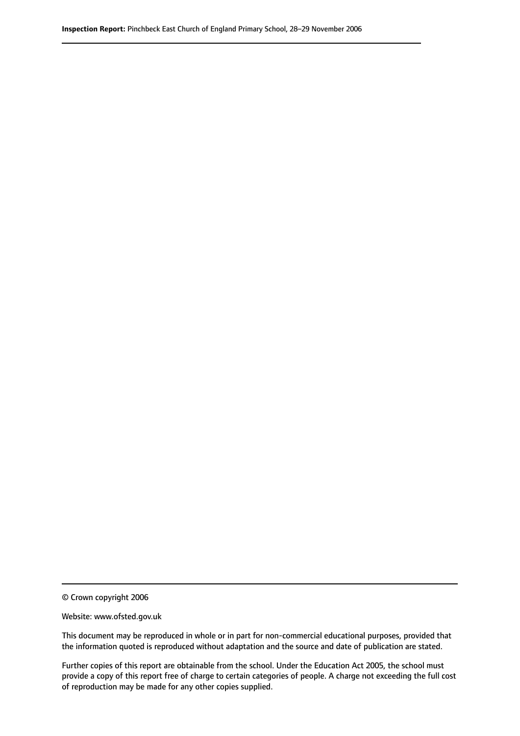© Crown copyright 2006

Website: www.ofsted.gov.uk

This document may be reproduced in whole or in part for non-commercial educational purposes, provided that the information quoted is reproduced without adaptation and the source and date of publication are stated.

Further copies of this report are obtainable from the school. Under the Education Act 2005, the school must provide a copy of this report free of charge to certain categories of people. A charge not exceeding the full cost of reproduction may be made for any other copies supplied.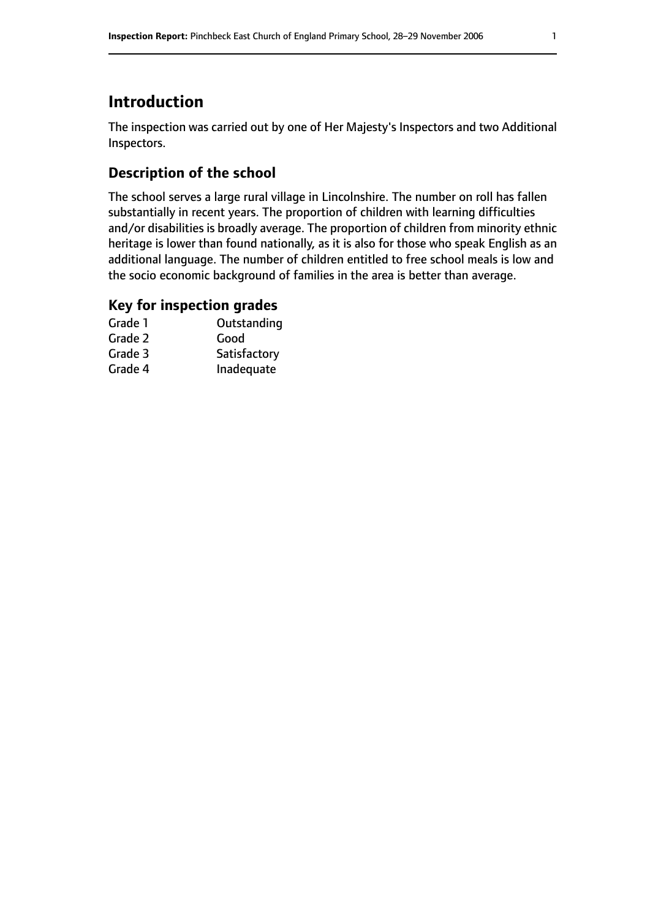## Introduction

The inspection was carried out by one of Her Majesty's Inspectors and two Additional Inspectors.

### Description of the school

The school serves a large rural village in Lincolnshire. The number on roll has fallen substantially in recent years. The proportion of children with learning difficulties and/or disabilities is broadly average. The proportion of children from minority ethnic heritage is lower than found nationally, as it is also for those who speak English as an additional language. The number of children entitled to free school meals is low and the socio economic background of families in the area is better than average.

### Key for inspection grades

| | |
|---|---|
| Grade 1 | Outstanding |
| Grade 2 | Good |
| Grade 3 | Satisfactory |
| Grade 4 | Inadequate |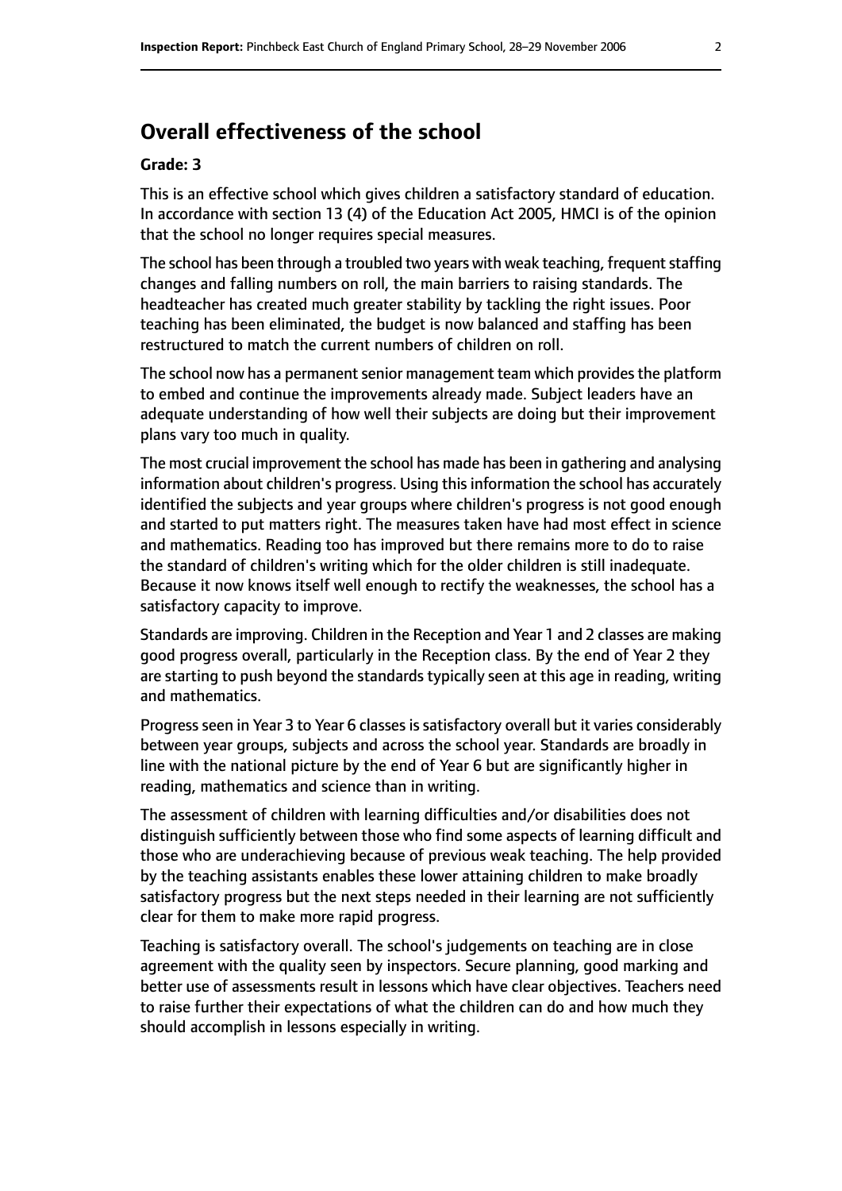## Overall effectiveness of the school

**Grade: 3**

This is an effective school which gives children a satisfactory standard of education. In accordance with section 13 (4) of the Education Act 2005, HMCI is of the opinion that the school no longer requires special measures.

The school has been through a troubled two years with weak teaching, frequent staffing changes and falling numbers on roll, the main barriers to raising standards. The headteacher has created much greater stability by tackling the right issues. Poor teaching has been eliminated, the budget is now balanced and staffing has been restructured to match the current numbers of children on roll.

The school now has a permanent senior management team which provides the platform to embed and continue the improvements already made. Subject leaders have an adequate understanding of how well their subjects are doing but their improvement plans vary too much in quality.

The most crucial improvement the school has made has been in gathering and analysing information about children's progress. Using this information the school has accurately identified the subjects and year groups where children's progress is not good enough and started to put matters right. The measures taken have had most effect in science and mathematics. Reading too has improved but there remains more to do to raise the standard of children's writing which for the older children is still inadequate. Because it now knows itself well enough to rectify the weaknesses, the school has a satisfactory capacity to improve.

Standards are improving. Children in the Reception and Year 1 and 2 classes are making good progress overall, particularly in the Reception class. By the end of Year 2 they are starting to push beyond the standards typically seen at this age in reading, writing and mathematics.

Progress seen in Year 3 to Year 6 classes is satisfactory overall but it varies considerably between year groups, subjects and across the school year. Standards are broadly in line with the national picture by the end of Year 6 but are significantly higher in reading, mathematics and science than in writing.

The assessment of children with learning difficulties and/or disabilities does not distinguish sufficiently between those who find some aspects of learning difficult and those who are underachieving because of previous weak teaching. The help provided by the teaching assistants enables these lower attaining children to make broadly satisfactory progress but the next steps needed in their learning are not sufficiently clear for them to make more rapid progress.

Teaching is satisfactory overall. The school's judgements on teaching are in close agreement with the quality seen by inspectors. Secure planning, good marking and better use of assessments result in lessons which have clear objectives. Teachers need to raise further their expectations of what the children can do and how much they should accomplish in lessons especially in writing.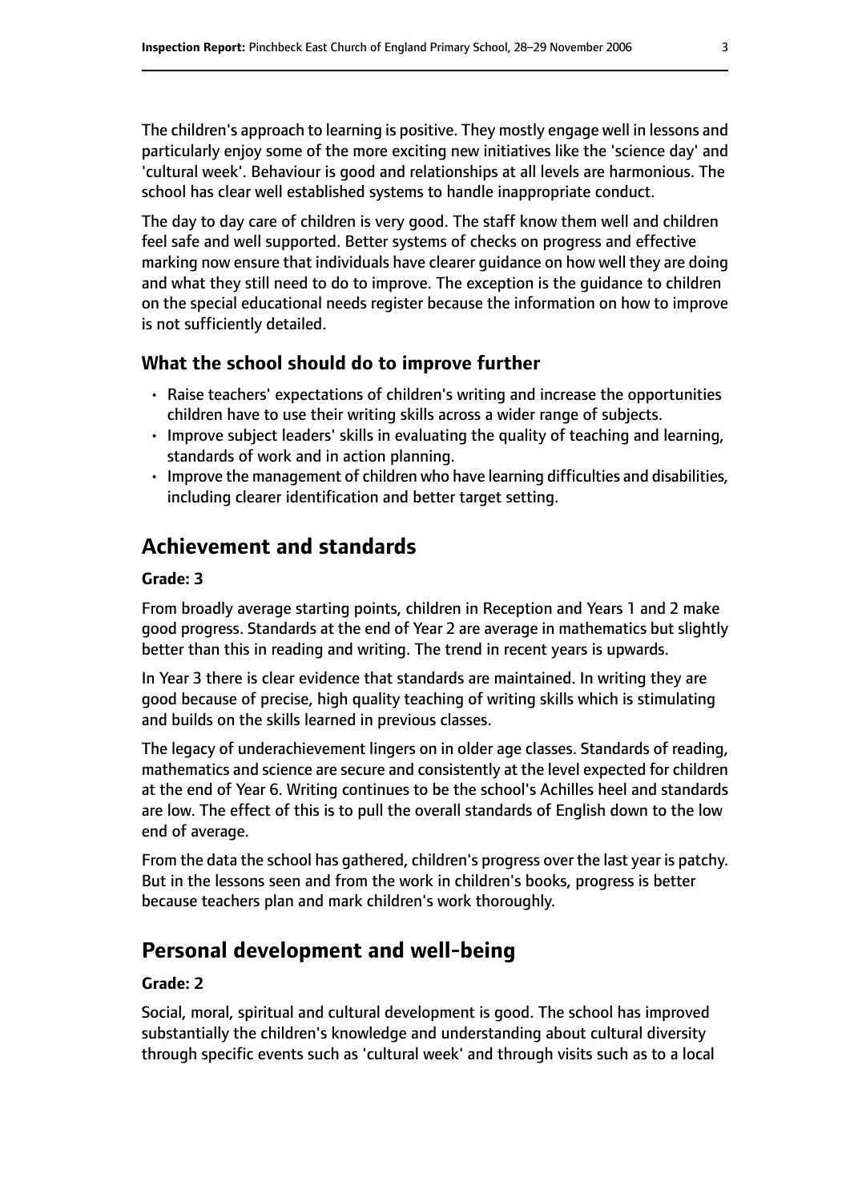The children's approach to learning is positive. They mostly engage well in lessons and particularly enjoy some of the more exciting new initiatives like the 'science day' and 'cultural week'. Behaviour is good and relationships at all levels are harmonious. The school has clear well established systems to handle inappropriate conduct.

The day to day care of children is very good. The staff know them well and children feel safe and well supported. Better systems of checks on progress and effective marking now ensure that individuals have clearer guidance on how well they are doing and what they still need to do to improve. The exception is the guidance to children on the special educational needs register because the information on how to improve is not sufficiently detailed.

### What the school should do to improve further

- Raise teachers' expectations of children's writing and increase the opportunities children have to use their writing skills across a wider range of subjects.
- Improve subject leaders' skills in evaluating the quality of teaching and learning, standards of work and in action planning.
- Improve the management of children who have learning difficulties and disabilities, including clearer identification and better target setting.

## Achievement and standards

**Grade: 3**

From broadly average starting points, children in Reception and Years 1 and 2 make good progress. Standards at the end of Year 2 are average in mathematics but slightly better than this in reading and writing. The trend in recent years is upwards.

In Year 3 there is clear evidence that standards are maintained. In writing they are good because of precise, high quality teaching of writing skills which is stimulating and builds on the skills learned in previous classes.

The legacy of underachievement lingers on in older age classes. Standards of reading, mathematics and science are secure and consistently at the level expected for children at the end of Year 6. Writing continues to be the school's Achilles heel and standards are low. The effect of this is to pull the overall standards of English down to the low end of average.

From the data the school has gathered, children's progress over the last year is patchy. But in the lessons seen and from the work in children's books, progress is better because teachers plan and mark children's work thoroughly.

## Personal development and well-being

**Grade: 2**

Social, moral, spiritual and cultural development is good. The school has improved substantially the children's knowledge and understanding about cultural diversity through specific events such as 'cultural week' and through visits such as to a local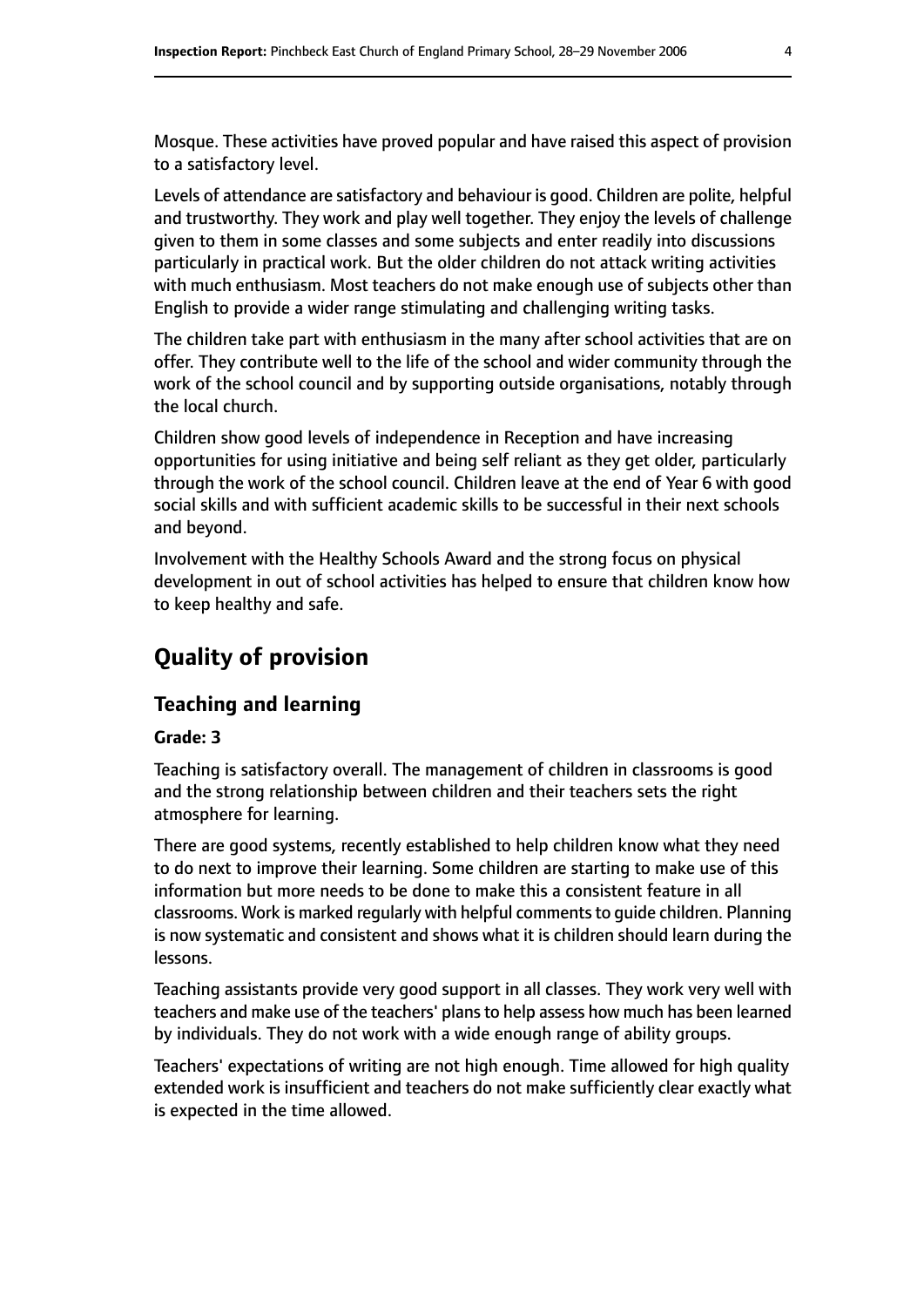Mosque. These activities have proved popular and have raised this aspect of provision to a satisfactory level.

Levels of attendance are satisfactory and behaviour is good. Children are polite, helpful and trustworthy. They work and play well together. They enjoy the levels of challenge given to them in some classes and some subjects and enter readily into discussions particularly in practical work. But the older children do not attack writing activities with much enthusiasm. Most teachers do not make enough use of subjects other than English to provide a wider range stimulating and challenging writing tasks.

The children take part with enthusiasm in the many after school activities that are on offer. They contribute well to the life of the school and wider community through the work of the school council and by supporting outside organisations, notably through the local church.

Children show good levels of independence in Reception and have increasing opportunities for using initiative and being self reliant as they get older, particularly through the work of the school council. Children leave at the end of Year 6 with good social skills and with sufficient academic skills to be successful in their next schools and beyond.

Involvement with the Healthy Schools Award and the strong focus on physical development in out of school activities has helped to ensure that children know how to keep healthy and safe.

## Quality of provision

### Teaching and learning

**Grade: 3**

Teaching is satisfactory overall. The management of children in classrooms is good and the strong relationship between children and their teachers sets the right atmosphere for learning.

There are good systems, recently established to help children know what they need to do next to improve their learning. Some children are starting to make use of this information but more needs to be done to make this a consistent feature in all classrooms. Work is marked regularly with helpful comments to guide children. Planning is now systematic and consistent and shows what it is children should learn during the lessons.

Teaching assistants provide very good support in all classes. They work very well with teachers and make use of the teachers' plans to help assess how much has been learned by individuals. They do not work with a wide enough range of ability groups.

Teachers' expectations of writing are not high enough. Time allowed for high quality extended work is insufficient and teachers do not make sufficiently clear exactly what is expected in the time allowed.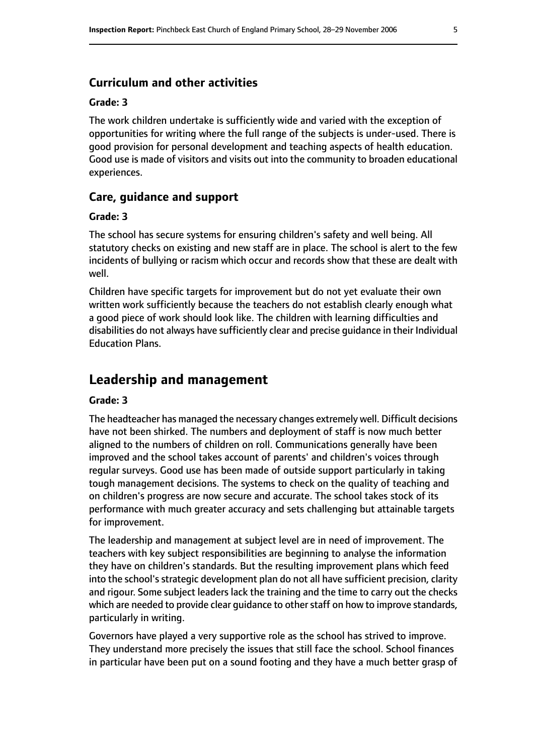### Curriculum and other activities

#### Grade: 3

The work children undertake is sufficiently wide and varied with the exception of opportunities for writing where the full range of the subjects is under-used. There is good provision for personal development and teaching aspects of health education. Good use is made of visitors and visits out into the community to broaden educational experiences.

### Care, guidance and support

#### Grade: 3

The school has secure systems for ensuring children's safety and well being. All statutory checks on existing and new staff are in place. The school is alert to the few incidents of bullying or racism which occur and records show that these are dealt with well.

Children have specific targets for improvement but do not yet evaluate their own written work sufficiently because the teachers do not establish clearly enough what a good piece of work should look like. The children with learning difficulties and disabilities do not always have sufficiently clear and precise guidance in their Individual Education Plans.

## Leadership and management

#### Grade: 3

The headteacher has managed the necessary changes extremely well. Difficult decisions have not been shirked. The numbers and deployment of staff is now much better aligned to the numbers of children on roll. Communications generally have been improved and the school takes account of parents' and children's voices through regular surveys. Good use has been made of outside support particularly in taking tough management decisions. The systems to check on the quality of teaching and on children's progress are now secure and accurate. The school takes stock of its performance with much greater accuracy and sets challenging but attainable targets for improvement.

The leadership and management at subject level are in need of improvement. The teachers with key subject responsibilities are beginning to analyse the information they have on children's standards. But the resulting improvement plans which feed into the school's strategic development plan do not all have sufficient precision, clarity and rigour. Some subject leaders lack the training and the time to carry out the checks which are needed to provide clear guidance to other staff on how to improve standards, particularly in writing.

Governors have played a very supportive role as the school has strived to improve. They understand more precisely the issues that still face the school. School finances in particular have been put on a sound footing and they have a much better grasp of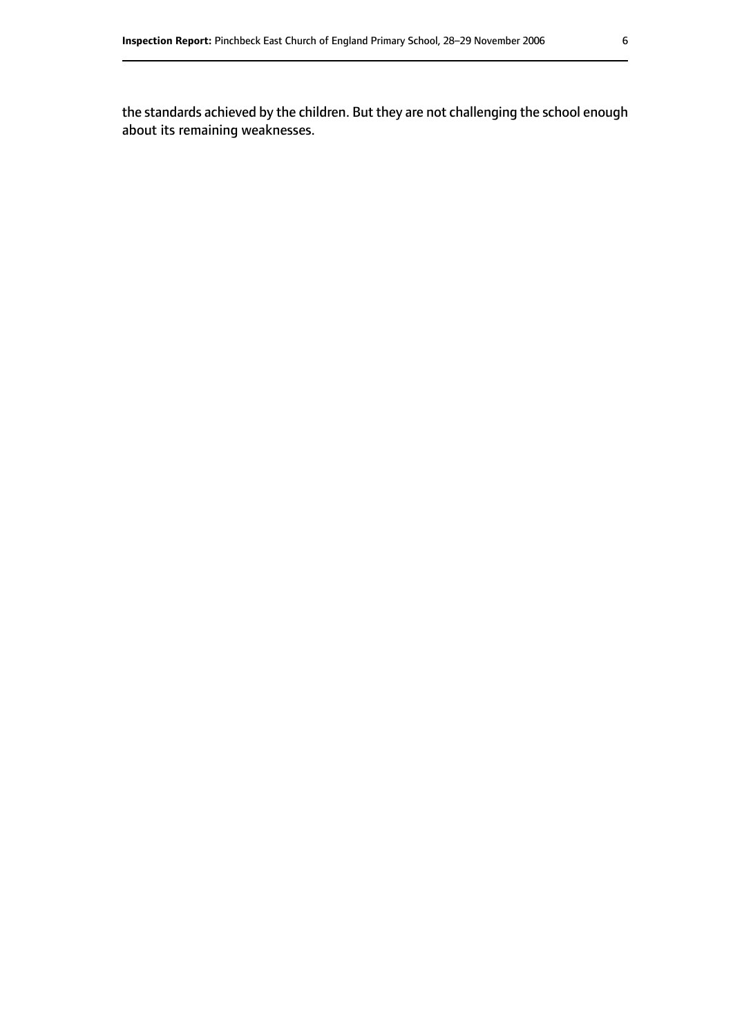the standards achieved by the children. But they are not challenging the school enough about its remaining weaknesses.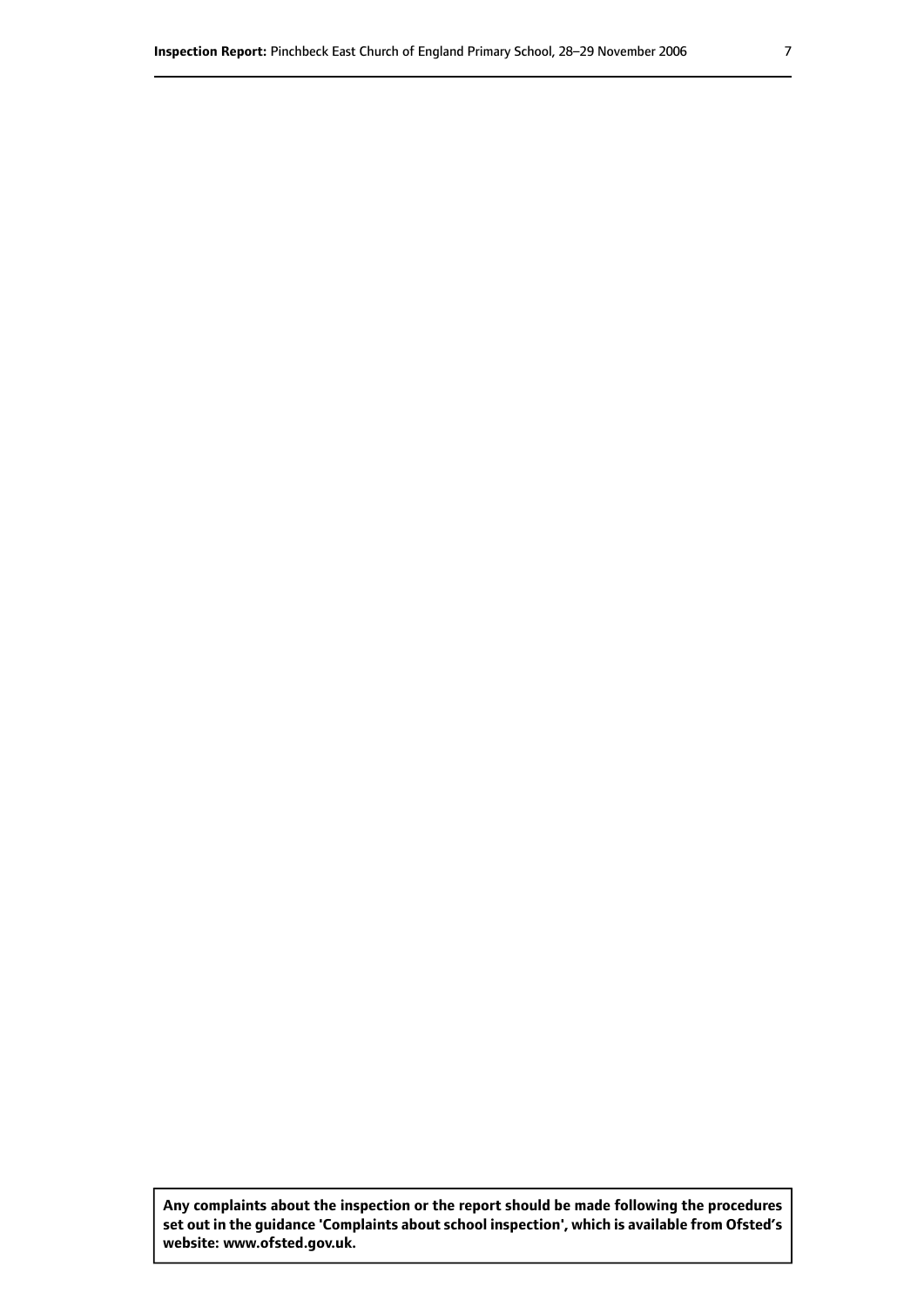**Any complaints about the inspection or the report should be made following the procedures set out in the guidance 'Complaints about school inspection', which is available from Ofsted's website: www.ofsted.gov.uk.**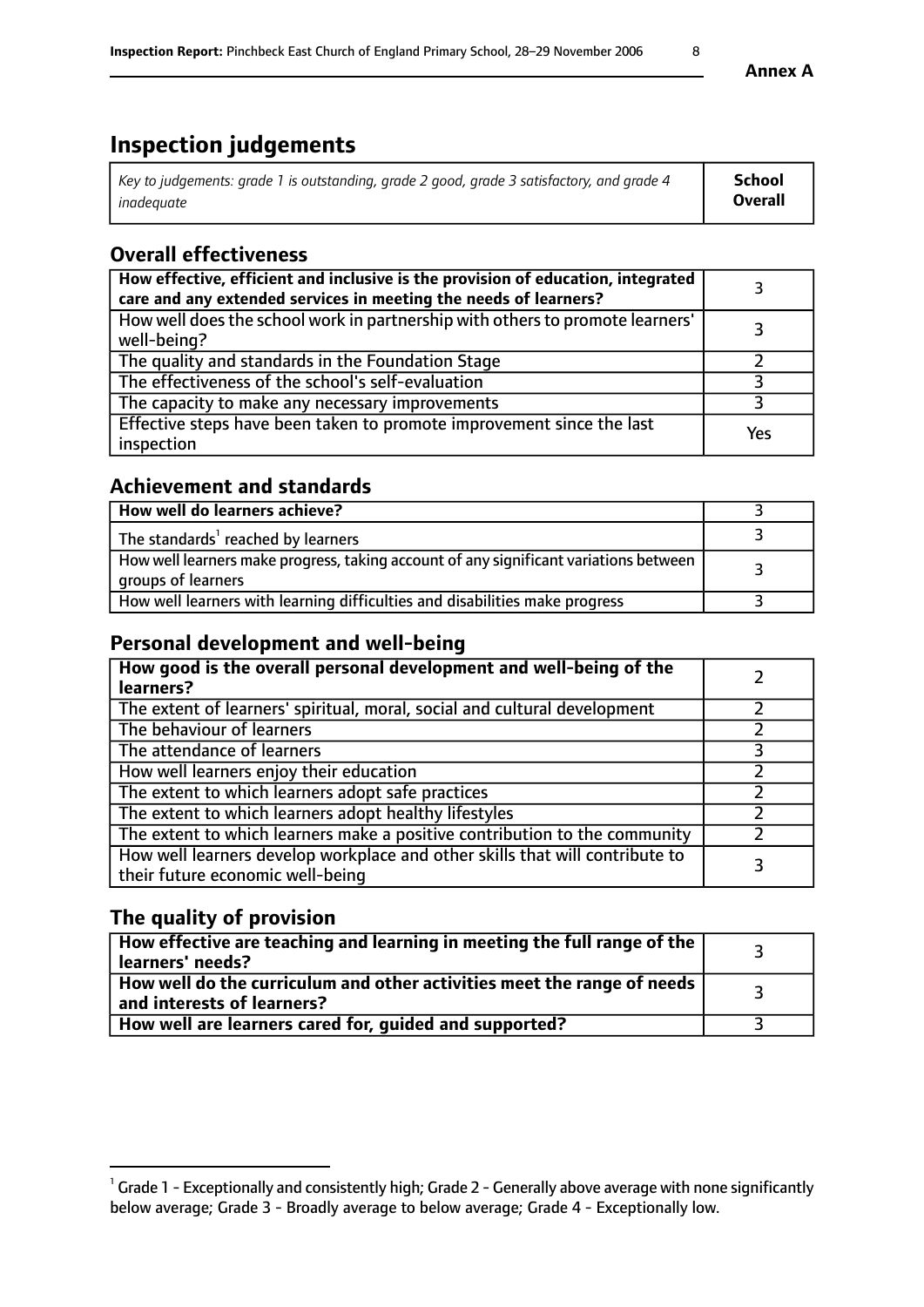# Inspection judgements

| *Key to judgements: grade 1 is outstanding, grade 2 good, grade 3 satisfactory, and grade 4 inadequate* | **School Overall** |
|---|---|

## Overall effectiveness

| | |
|---|---|
| **How effective, efficient and inclusive is the provision of education, integrated care and any extended services in meeting the needs of learners?** | 3 |
| How well does the school work in partnership with others to promote learners' well-being? | 3 |
| The quality and standards in the Foundation Stage | 2 |
| The effectiveness of the school's self-evaluation | 3 |
| The capacity to make any necessary improvements | 3 |
| Effective steps have been taken to promote improvement since the last inspection | Yes |

## Achievement and standards

| | |
|---|---|
| **How well do learners achieve?** | 3 |
| The standards[1] reached by learners | 3 |
| How well learners make progress, taking account of any significant variations between groups of learners | 3 |
| How well learners with learning difficulties and disabilities make progress | 3 |

## Personal development and well-being

| | |
|---|---|
| **How good is the overall personal development and well-being of the learners?** | 2 |
| The extent of learners' spiritual, moral, social and cultural development | 2 |
| The behaviour of learners | 2 |
| The attendance of learners | 3 |
| How well learners enjoy their education | 2 |
| The extent to which learners adopt safe practices | 2 |
| The extent to which learners adopt healthy lifestyles | 2 |
| The extent to which learners make a positive contribution to the community | 2 |
| How well learners develop workplace and other skills that will contribute to their future economic well-being | 3 |

## The quality of provision

| | |
|---|---|
| **How effective are teaching and learning in meeting the full range of the learners' needs?** | 3 |
| **How well do the curriculum and other activities meet the range of needs and interests of learners?** | 3 |
| **How well are learners cared for, guided and supported?** | 3 |

---

[1] Grade 1 - Exceptionally and consistently high; Grade 2 - Generally above average with none significantly below average; Grade 3 - Broadly average to below average; Grade 4 - Exceptionally low.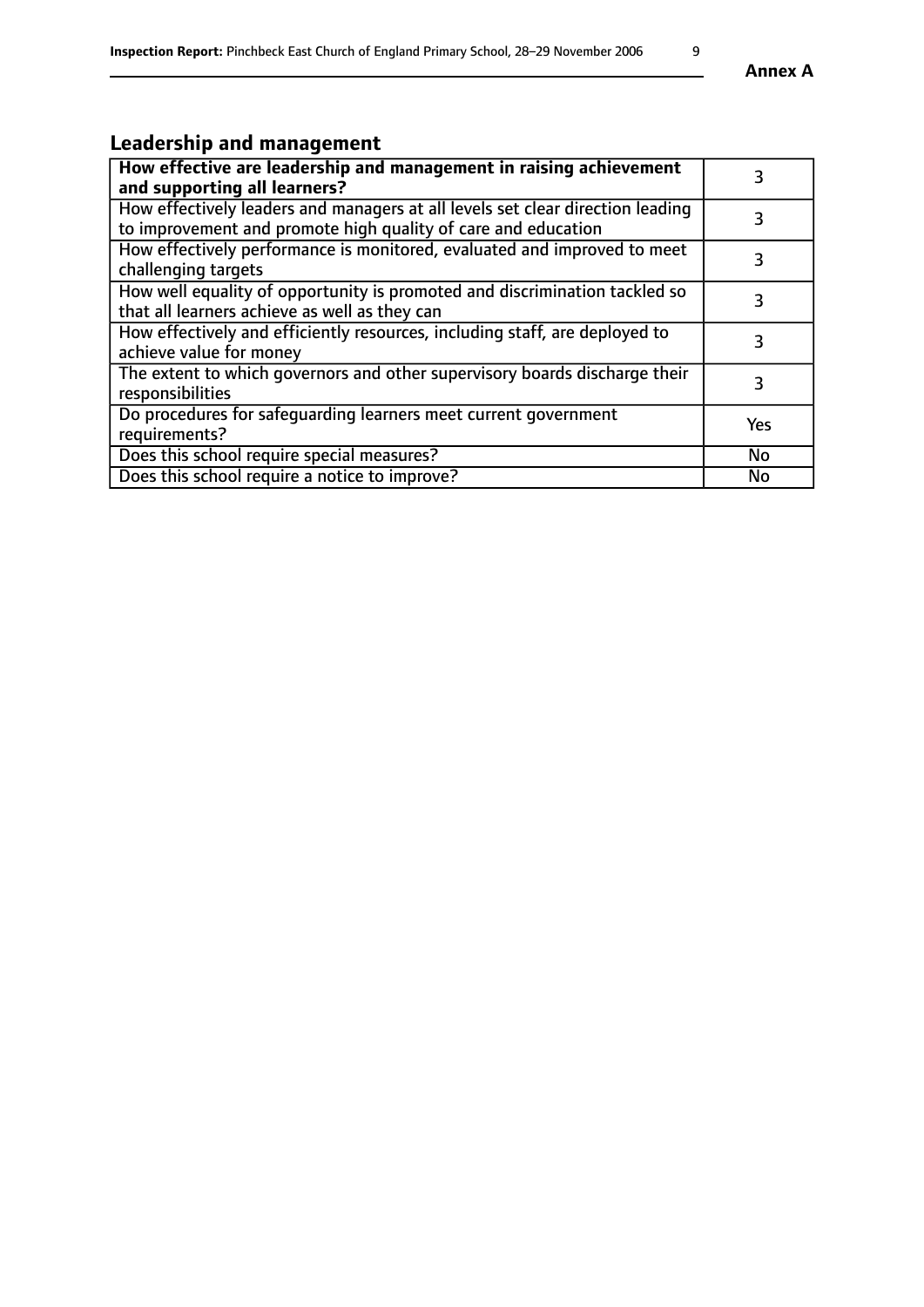## Leadership and management

| **How effective are leadership and management in raising achievement and supporting all learners?** | 3 |
|---|---|
| How effectively leaders and managers at all levels set clear direction leading to improvement and promote high quality of care and education | 3 |
| How effectively performance is monitored, evaluated and improved to meet challenging targets | 3 |
| How well equality of opportunity is promoted and discrimination tackled so that all learners achieve as well as they can | 3 |
| How effectively and efficiently resources, including staff, are deployed to achieve value for money | 3 |
| The extent to which governors and other supervisory boards discharge their responsibilities | 3 |
| Do procedures for safeguarding learners meet current government requirements? | Yes |
| Does this school require special measures? | No |
| Does this school require a notice to improve? | No |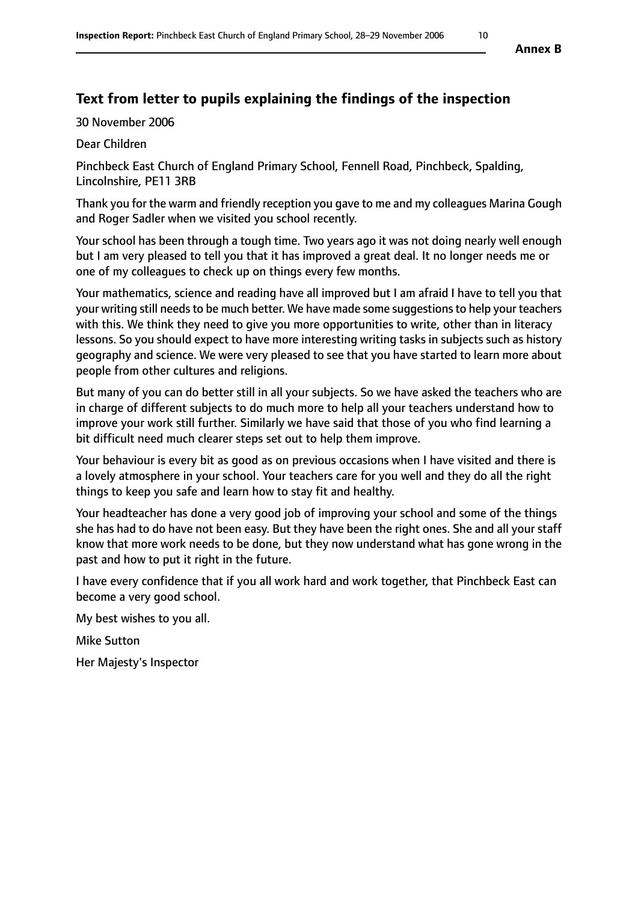## Text from letter to pupils explaining the findings of the inspection

30 November 2006

Dear Children

Pinchbeck East Church of England Primary School, Fennell Road, Pinchbeck, Spalding, Lincolnshire, PE11 3RB

Thank you for the warm and friendly reception you gave to me and my colleagues Marina Gough and Roger Sadler when we visited you school recently.

Your school has been through a tough time. Two years ago it was not doing nearly well enough but I am very pleased to tell you that it has improved a great deal. It no longer needs me or one of my colleagues to check up on things every few months.

Your mathematics, science and reading have all improved but I am afraid I have to tell you that your writing still needs to be much better. We have made some suggestions to help your teachers with this. We think they need to give you more opportunities to write, other than in literacy lessons. So you should expect to have more interesting writing tasks in subjects such as history geography and science. We were very pleased to see that you have started to learn more about people from other cultures and religions.

But many of you can do better still in all your subjects. So we have asked the teachers who are in charge of different subjects to do much more to help all your teachers understand how to improve your work still further. Similarly we have said that those of you who find learning a bit difficult need much clearer steps set out to help them improve.

Your behaviour is every bit as good as on previous occasions when I have visited and there is a lovely atmosphere in your school. Your teachers care for you well and they do all the right things to keep you safe and learn how to stay fit and healthy.

Your headteacher has done a very good job of improving your school and some of the things she has had to do have not been easy. But they have been the right ones. She and all your staff know that more work needs to be done, but they now understand what has gone wrong in the past and how to put it right in the future.

I have every confidence that if you all work hard and work together, that Pinchbeck East can become a very good school.

My best wishes to you all.

Mike Sutton

Her Majesty's Inspector